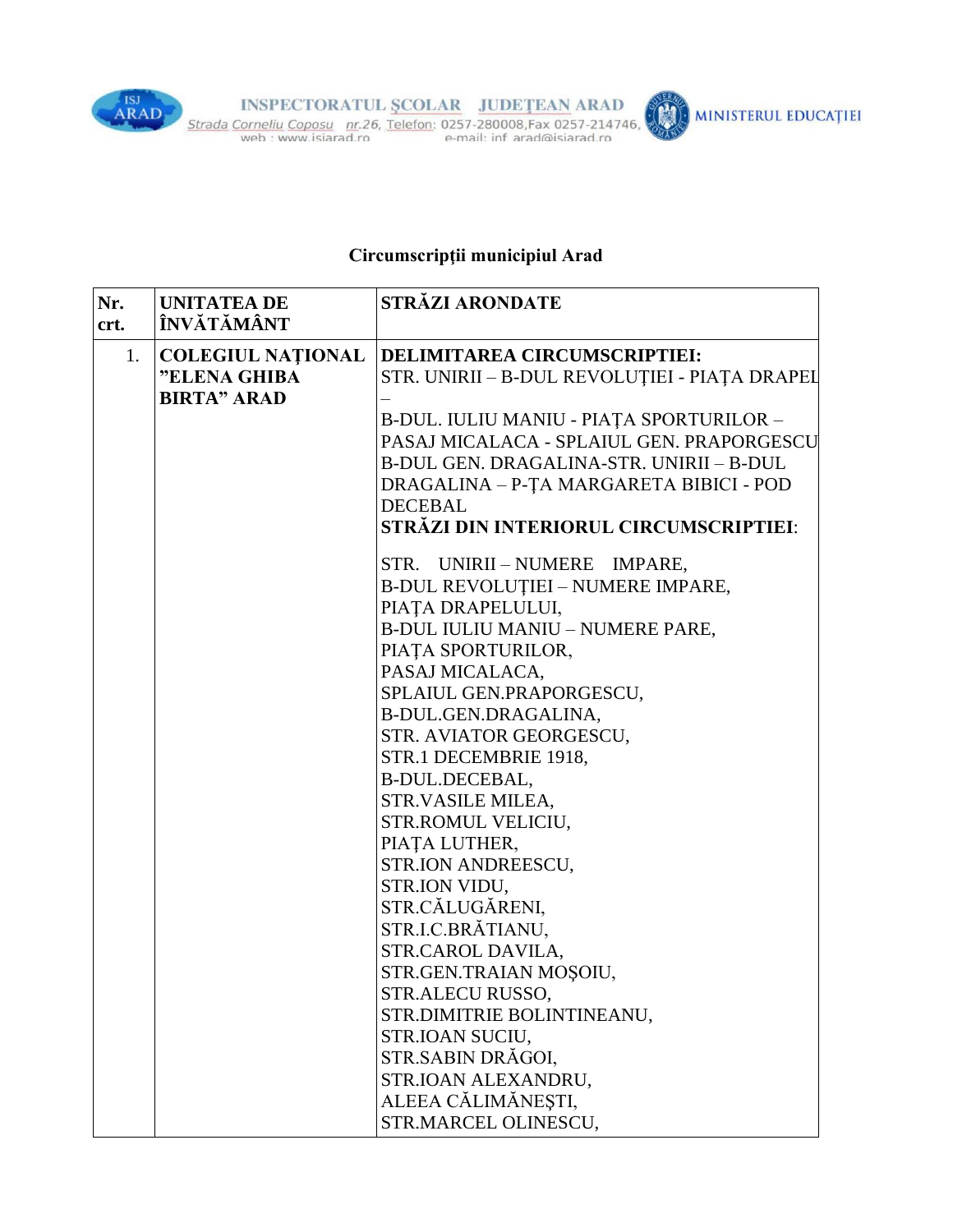## Circumscripții municipiul Arad

| Nr. crt. | UNITATEA DE ÎNVĂȚĂMÂNT | STRĂZI ARONDATE |
|---|---|---|
| 1. | **COLEGIUL NAȚIONAL ”ELENA GHIBA BIRTA” ARAD** | **DELIMITAREA CIRCUMSCRIPTIEI:**<br>STR. UNIRII – B-DUL REVOLUȚIEI - PIAȚA DRAPEL –<br>B-DUL. IULIU MANIU - PIAȚA SPORTURILOR – PASAJ MICALACA - SPLAIUL GEN. PRAPORGESCU B-DUL GEN. DRAGALINA-STR. UNIRII – B-DUL DRAGALINA – P-ȚA MARGARETA BIBICI - POD DECEBAL<br>**STRĂZI DIN INTERIORUL CIRCUMSCRIPTIEI**:<br>STR. UNIRII – NUMERE IMPARE,<br>B-DUL REVOLUȚIEI – NUMERE IMPARE,<br>PIAȚA DRAPELULUI,<br>B-DUL IULIU MANIU – NUMERE PARE,<br>PIAȚA SPORTURILOR,<br>PASAJ MICALACA,<br>SPLAIUL GEN.PRAPORGESCU,<br>B-DUL.GEN.DRAGALINA,<br>STR. AVIATOR GEORGESCU,<br>STR.1 DECEMBRIE 1918,<br>B-DUL.DECEBAL,<br>STR.VASILE MILEA,<br>STR.ROMUL VELICIU,<br>PIAȚA LUTHER,<br>STR.ION ANDREESCU,<br>STR.ION VIDU,<br>STR.CĂLUGĂRENI,<br>STR.I.C.BRĂTIANU,<br>STR.CAROL DAVILA,<br>STR.GEN.TRAIAN MOȘOIU,<br>STR.ALECU RUSSO,<br>STR.DIMITRIE BOLINTINEANU,<br>STR.IOAN SUCIU,<br>STR.SABIN DRĂGOI,<br>STR.IOAN ALEXANDRU,<br>ALEEA CĂLIMĂNEȘTI,<br>STR.MARCEL OLINESCU, |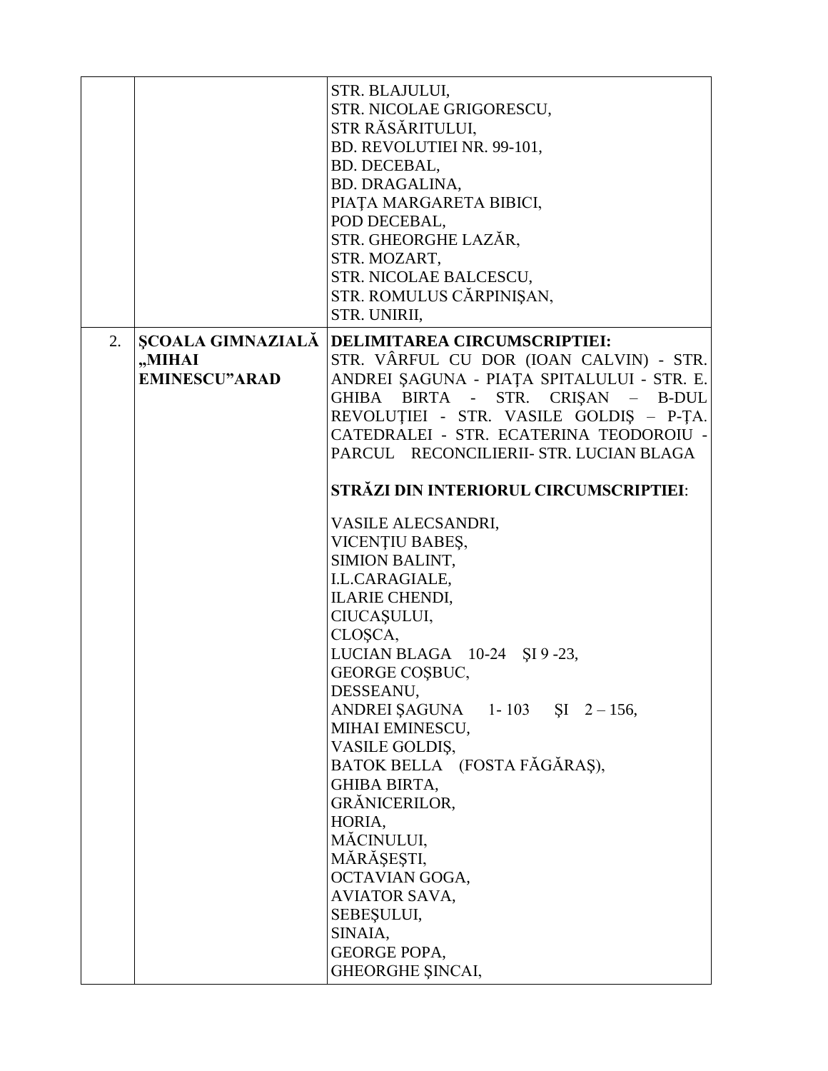| | | |
|---|---|---|
| | | STR. BLAJULUI,<br>STR. NICOLAE GRIGORESCU,<br>STR RĂSĂRITULUI,<br>BD. REVOLUTIEI NR. 99-101,<br>BD. DECEBAL,<br>BD. DRAGALINA,<br>PIAȚA MARGARETA BIBICI,<br>POD DECEBAL,<br>STR. GHEORGHE LAZĂR,<br>STR. MOZART,<br>STR. NICOLAE BALCESCU,<br>STR. ROMULUS CĂRPINIȘAN,<br>STR. UNIRII, |
| 2. | **ŞCOALA GIMNAZIALĂ „MIHAI EMINESCU"ARAD** | **DELIMITAREA CIRCUMSCRIPTIEI:**<br>STR. VÂRFUL CU DOR (IOAN CALVIN) - STR. ANDREI ŞAGUNA - PIAŢA SPITALULUI - STR. E. GHIBA BIRTA - STR. CRIŞAN – B-DUL REVOLUŢIEI - STR. VASILE GOLDIŞ – P-ŢA. CATEDRALEI - STR. ECATERINA TEODOROIU - PARCUL RECONCILIERII- STR. LUCIAN BLAGA<br><br>**STRĂZI DIN INTERIORUL CIRCUMSCRIPTIEI**:<br><br>VASILE ALECSANDRI,<br>VICENȚIU BABEȘ,<br>SIMION BALINT,<br>I.L.CARAGIALE,<br>ILARIE CHENDI,<br>CIUCAŞULUI,<br>CLOŞCA,<br>LUCIAN BLAGA 10-24 ŞI 9 -23,<br>GEORGE COŞBUC,<br>DESSEANU,<br>ANDREI ŞAGUNA 1- 103 ŞI 2 – 156,<br>MIHAI EMINESCU,<br>VASILE GOLDIŞ,<br>BATOK BELLA (FOSTA FĂGĂRAŞ),<br>GHIBA BIRTA,<br>GRĂNICERILOR,<br>HORIA,<br>MĂCINULUI,<br>MĂRĂŞEŞTI,<br>OCTAVIAN GOGA,<br>AVIATOR SAVA,<br>SEBEŞULUI,<br>SINAIA,<br>GEORGE POPA,<br>GHEORGHE ȘINCAI, |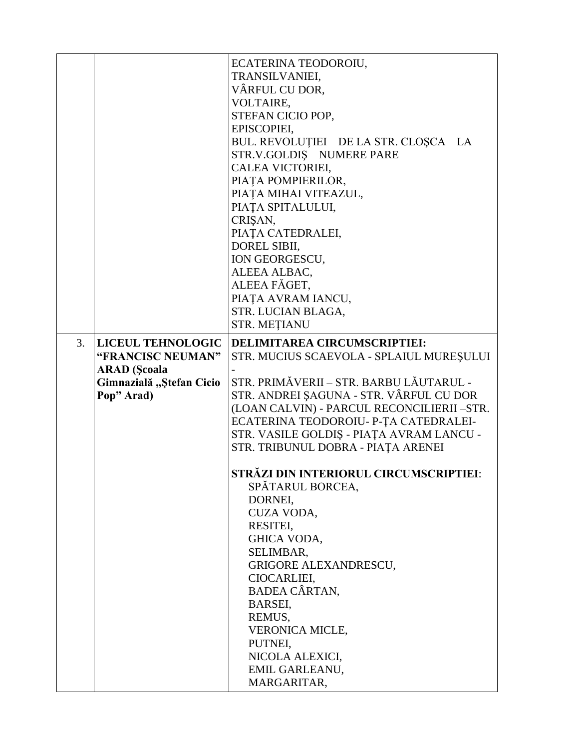| | | |
|---|---|---|
| | | ECATERINA TEODOROIU,<br>TRANSILVANIEI,<br>VÂRFUL CU DOR,<br>VOLTAIRE,<br>STEFAN CICIO POP,<br>EPISCOPIEI,<br>BUL. REVOLUŢIEI DE LA STR. CLOŞCA LA STR.V.GOLDIŞ NUMERE PARE<br>CALEA VICTORIEI,<br>PIAŢA POMPIERILOR,<br>PIAŢA MIHAI VITEAZUL,<br>PIAŢA SPITALULUI,<br>CRIŞAN,<br>PIAŢA CATEDRALEI,<br>DOREL SIBII,<br>ION GEORGESCU,<br>ALEEA ALBAC,<br>ALEEA FĂGET,<br>PIAŢA AVRAM IANCU,<br>STR. LUCIAN BLAGA,<br>STR. MEŢIANU |
| 3. | **LICEUL TEHNOLOGIC "FRANCISC NEUMAN" ARAD (Şcoala Gimnazială „Ştefan Cicio Pop" Arad)** | **DELIMITAREA CIRCUMSCRIPTIEI:**<br>STR. MUCIUS SCAEVOLA - SPLAIUL MUREŞULUI -<br>STR. PRIMĂVERII – STR. BARBU LĂUTARUL - STR. ANDREI ŞAGUNA - STR. VÂRFUL CU DOR (LOAN CALVIN) - PARCUL RECONCILIERII –STR. ECATERINA TEODOROIU- P-ŢA CATEDRALEI- STR. VASILE GOLDIŞ - PIAŢA AVRAM LANCU - STR. TRIBUNUL DOBRA - PIAŢA ARENEI<br><br>**STRĂZI DIN INTERIORUL CIRCUMSCRIPTIEI**:<br>SPĂTARUL BORCEA,<br>DORNEI,<br>CUZA VODA,<br>RESITEI,<br>GHICA VODA,<br>SELIMBAR,<br>GRIGORE ALEXANDRESCU,<br>CIOCARLIEI,<br>BADEA CÂRTAN,<br>BARSEI,<br>REMUS,<br>VERONICA MICLE,<br>PUTNEI,<br>NICOLA ALEXICI,<br>EMIL GARLEANU,<br>MARGARITAR, |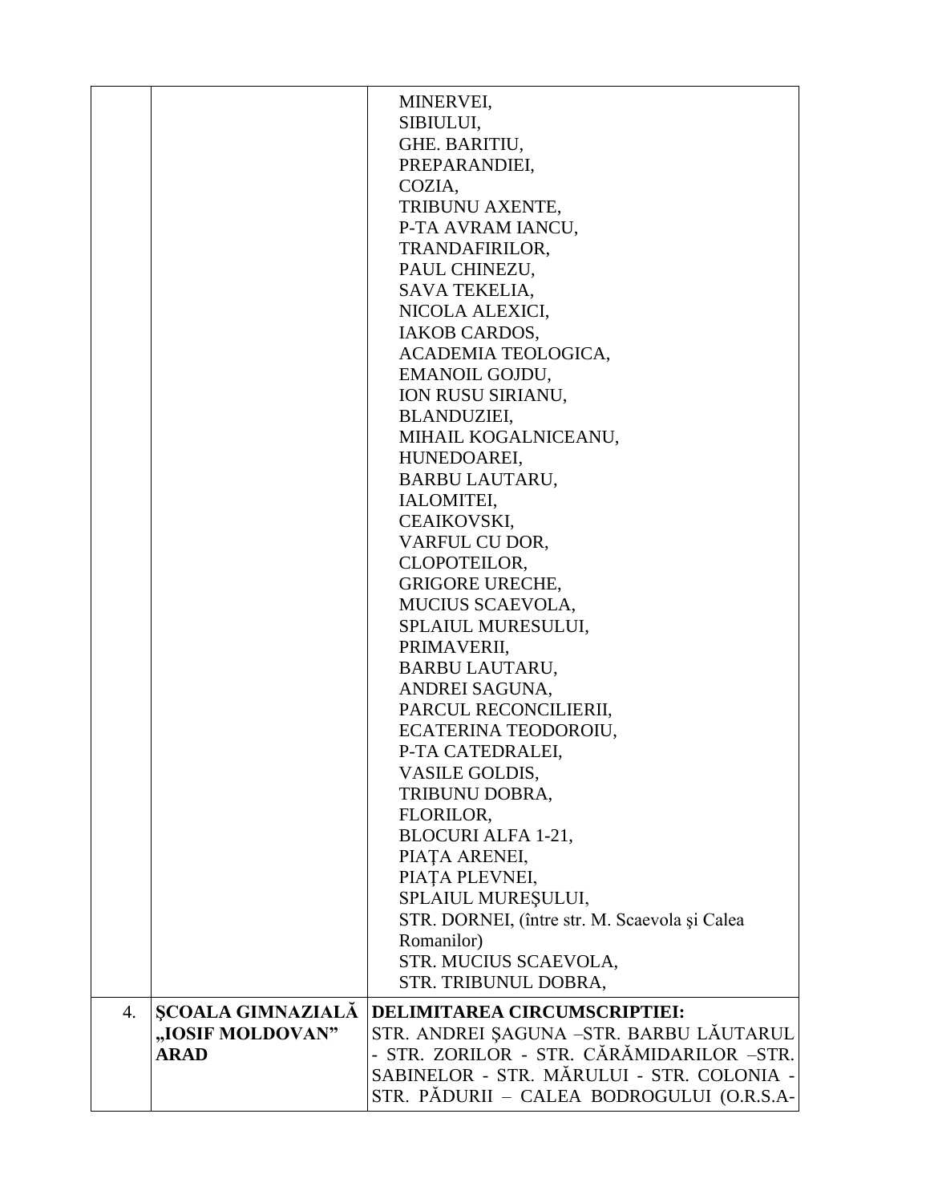| | | |
|---|---|---|
| | | MINERVEI,<br>SIBIULUI,<br>GHE. BARITIU,<br>PREPARANDIEI,<br>COZIA,<br>TRIBUNU AXENTE,<br>P-TA AVRAM IANCU,<br>TRANDAFIRILOR,<br>PAUL CHINEZU,<br>SAVA TEKELIA,<br>NICOLA ALEXICI,<br>IAKOB CARDOS,<br>ACADEMIA TEOLOGICA,<br>EMANOIL GOJDU,<br>ION RUSU SIRIANU,<br>BLANDUZIEI,<br>MIHAIL KOGALNICEANU,<br>HUNEDOAREI,<br>BARBU LAUTARU,<br>IALOMITEI,<br>CEAIKOVSKI,<br>VARFUL CU DOR,<br>CLOPOTEILOR,<br>GRIGORE URECHE,<br>MUCIUS SCAEVOLA,<br>SPLAIUL MURESULUI,<br>PRIMAVERII,<br>BARBU LAUTARU,<br>ANDREI SAGUNA,<br>PARCUL RECONCILIERII,<br>ECATERINA TEODOROIU,<br>P-TA CATEDRALEI,<br>VASILE GOLDIS,<br>TRIBUNU DOBRA,<br>FLORILOR,<br>BLOCURI ALFA 1-21,<br>PIAȚA ARENEI,<br>PIAȚA PLEVNEI,<br>SPLAIUL MUREȘULUI,<br>STR. DORNEI, (între str. M. Scaevola şi Calea Romanilor)<br>STR. MUCIUS SCAEVOLA,<br>STR. TRIBUNUL DOBRA, |
| 4. | **ŞCOALA GIMNAZIALĂ „IOSIF MOLDOVAN” ARAD** | **DELIMITAREA CIRCUMSCRIPTIEI:**<br>STR. ANDREI ŞAGUNA –STR. BARBU LĂUTARUL - STR. ZORILOR - STR. CĂRĂMIDARILOR –STR. SABINELOR - STR. MĂRULUI - STR. COLONIA - STR. PĂDURII – CALEA BODROGULUI (O.R.S.A- |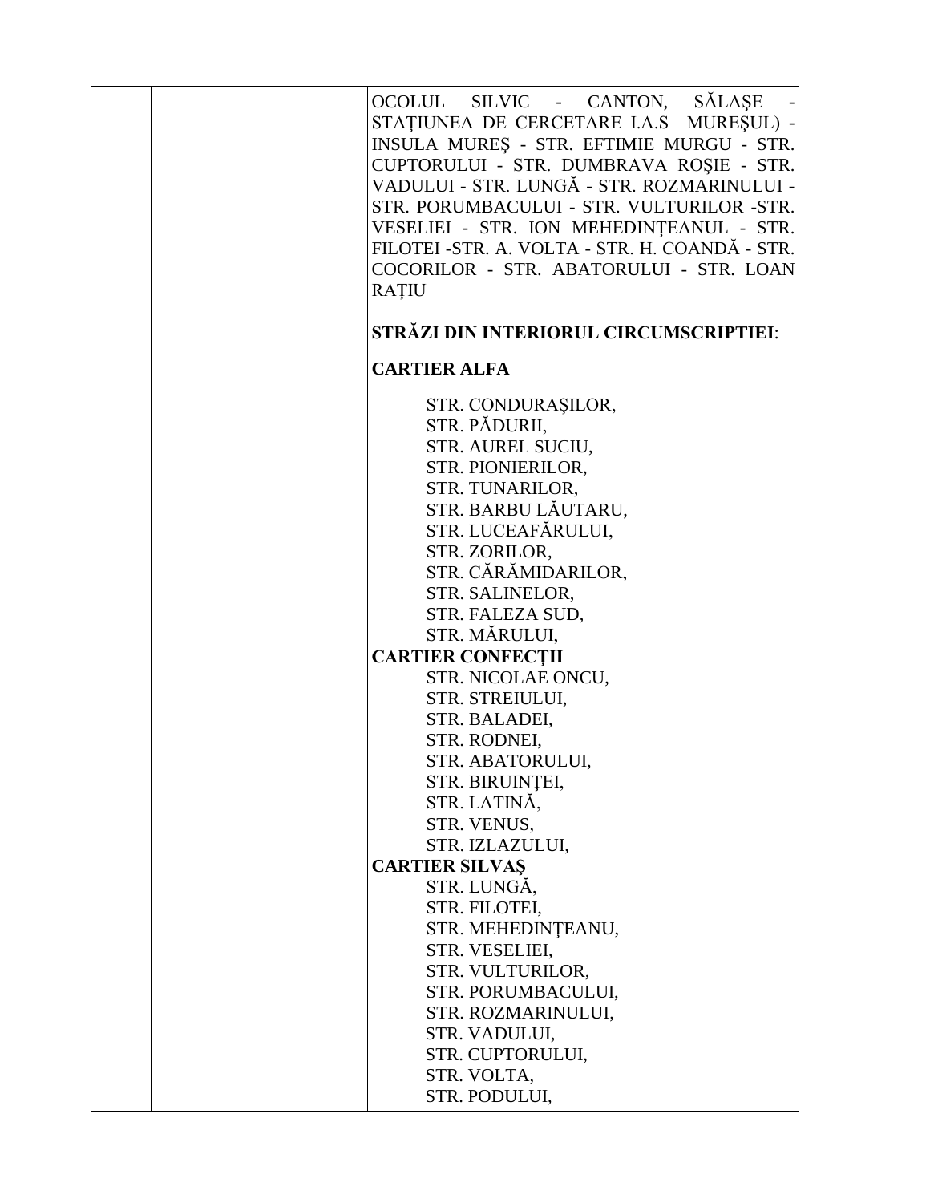| | | |
|---|---|---|
| | | OCOLUL SILVIC - CANTON, SĂLAŞE - STAŢIUNEA DE CERCETARE I.A.S –MUREŞUL) - INSULA MUREŞ - STR. EFTIMIE MURGU - STR. CUPTORULUI - STR. DUMBRAVA ROŞIE - STR. VADULUI - STR. LUNGĂ - STR. ROZMARINULUI - STR. PORUMBACULUI - STR. VULTURILOR -STR. VESELIEI - STR. ION MEHEDINŢEANUL - STR. FILOTEI -STR. A. VOLTA - STR. H. COANDĂ - STR. COCORILOR - STR. ABATORULUI - STR. LOAN RAȚIU<br><br>**STRĂZI DIN INTERIORUL CIRCUMSCRIPTIEI**:<br><br>**CARTIER ALFA**<br><br>STR. CONDURAŞILOR,<br>STR. PĂDURII,<br>STR. AUREL SUCIU,<br>STR. PIONIERILOR,<br>STR. TUNARILOR,<br>STR. BARBU LĂUTARU,<br>STR. LUCEAFĂRULUI,<br>STR. ZORILOR,<br>STR. CĂRĂMIDARILOR,<br>STR. SALINELOR,<br>STR. FALEZA SUD,<br>STR. MĂRULUI,<br>**CARTIER CONFECŢII**<br>STR. NICOLAE ONCU,<br>STR. STREIULUI,<br>STR. BALADEI,<br>STR. RODNEI,<br>STR. ABATORULUI,<br>STR. BIRUINŢEI,<br>STR. LATINĂ,<br>STR. VENUS,<br>STR. IZLAZULUI,<br>**CARTIER SILVAŞ**<br>STR. LUNGĂ,<br>STR. FILOTEI,<br>STR. MEHEDINŢEANU,<br>STR. VESELIEI,<br>STR. VULTURILOR,<br>STR. PORUMBACULUI,<br>STR. ROZMARINULUI,<br>STR. VADULUI,<br>STR. CUPTORULUI,<br>STR. VOLTA,<br>STR. PODULUI, |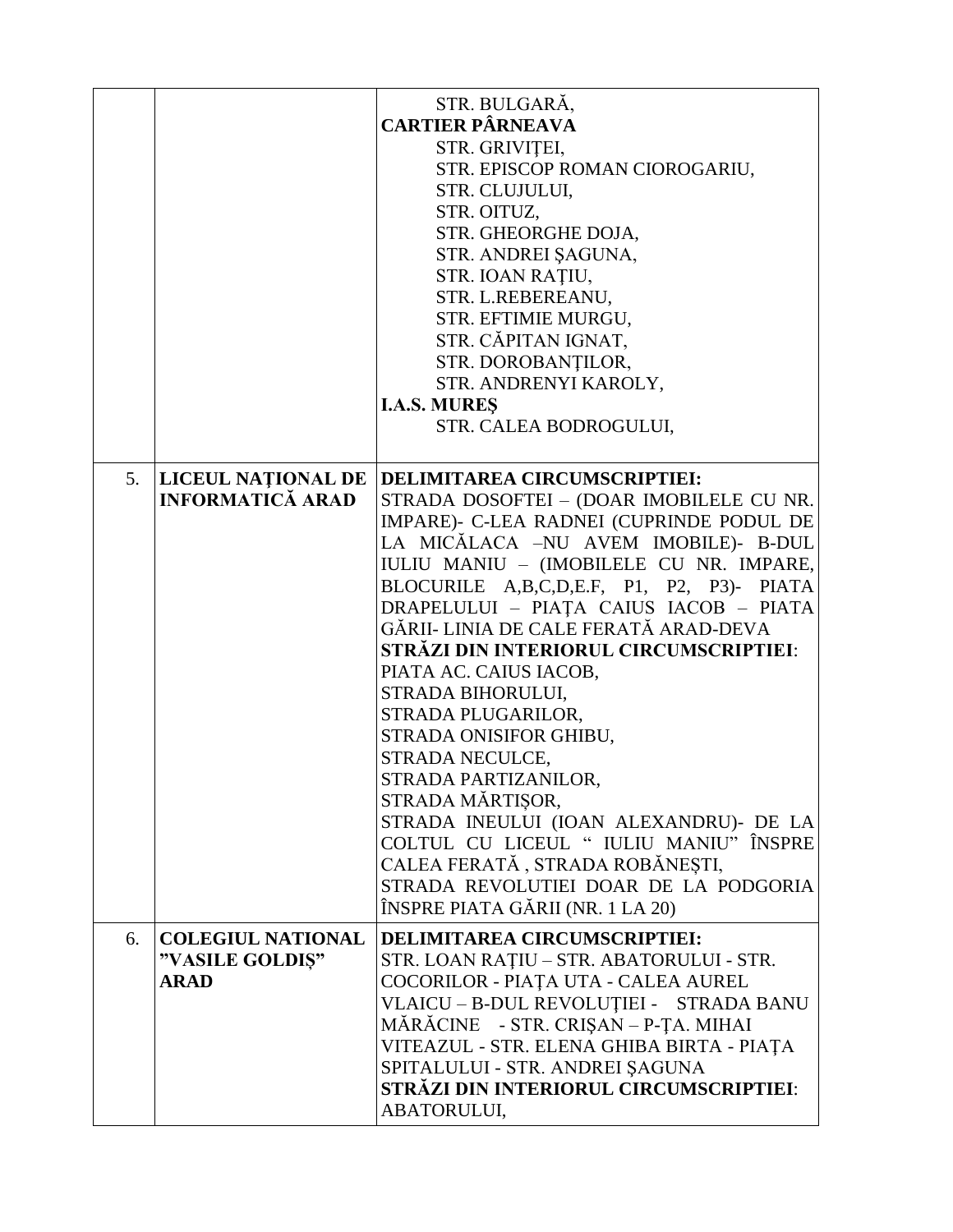| | | |
|---|---|---|
| | | STR. BULGARĂ,<br>**CARTIER PÂRNEAVA**<br>STR. GRIVIȚEI,<br>STR. EPISCOP ROMAN CIOROGARIU,<br>STR. CLUJULUI,<br>STR. OITUZ,<br>STR. GHEORGHE DOJA,<br>STR. ANDREI ŞAGUNA,<br>STR. IOAN RAȚIU,<br>STR. L.REBEREANU,<br>STR. EFTIMIE MURGU,<br>STR. CĂPITAN IGNAT,<br>STR. DOROBANȚILOR,<br>STR. ANDRENYI KAROLY,<br>**I.A.S. MUREŞ**<br>STR. CALEA BODROGULUI, |
| 5. | **LICEUL NAȚIONAL DE INFORMATICĂ ARAD** | **DELIMITAREA CIRCUMSCRIPTIEI:**<br>STRADA DOSOFTEI – (DOAR IMOBILELE CU NR. IMPARE)- C-LEA RADNEI (CUPRINDE PODUL DE LA MICĂLACA –NU AVEM IMOBILE)- B-DUL IULIU MANIU – (IMOBILELE CU NR. IMPARE, BLOCURILE A,B,C,D,E.F, P1, P2, P3)- PIATA DRAPELULUI – PIAȚA CAIUS IACOB – PIATA GĂRII- LINIA DE CALE FERATĂ ARAD-DEVA<br>**STRĂZI DIN INTERIORUL CIRCUMSCRIPTIEI**:<br>PIATA AC. CAIUS IACOB,<br>STRADA BIHORULUI,<br>STRADA PLUGARILOR,<br>STRADA ONISIFOR GHIBU,<br>STRADA NECULCE,<br>STRADA PARTIZANILOR,<br>STRADA MĂRTIŞOR,<br>STRADA INEULUI (IOAN ALEXANDRU)- DE LA COLTUL CU LICEUL " IULIU MANIU" ÎNSPRE CALEA FERATĂ , STRADA ROBĂNEȘTI,<br>STRADA REVOLUTIEI DOAR DE LA PODGORIA ÎNSPRE PIATA GĂRII (NR. 1 LA 20) |
| 6. | **COLEGIUL NATIONAL "VASILE GOLDIȘ" ARAD** | **DELIMITAREA CIRCUMSCRIPTIEI:**<br>STR. LOAN RAȚIU – STR. ABATORULUI - STR. COCORILOR - PIAȚA UTA - CALEA AUREL VLAICU – B-DUL REVOLUȚIEI - STRADA BANU MĂRĂCINE - STR. CRIȘAN – P-ȚA. MIHAI VITEAZUL - STR. ELENA GHIBA BIRTA - PIAȚA SPITALULUI - STR. ANDREI ȘAGUNA<br>**STRĂZI DIN INTERIORUL CIRCUMSCRIPTIEI**:<br>ABATORULUI, |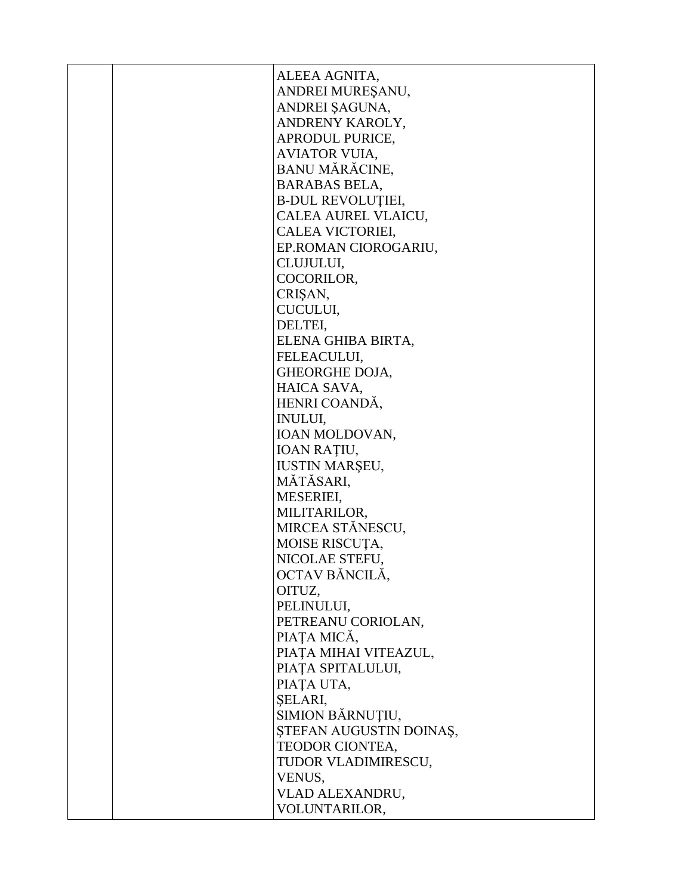| | | |
|---|---|---|
| | | ALEEA AGNITA,<br>ANDREI MUREŞANU,<br>ANDREI ŞAGUNA,<br>ANDRENY KAROLY,<br>APRODUL PURICE,<br>AVIATOR VUIA,<br>BANU MĂRĂCINE,<br>BARABAS BELA,<br>B-DUL REVOLUŢIEI,<br>CALEA AUREL VLAICU,<br>CALEA VICTORIEI,<br>EP.ROMAN CIOROGARIU,<br>CLUJULUI,<br>COCORILOR,<br>CRIŞAN,<br>CUCULUI,<br>DELTEI,<br>ELENA GHIBA BIRTA,<br>FELEACULUI,<br>GHEORGHE DOJA,<br>HAICA SAVA,<br>HENRI COANDĂ,<br>INULUI,<br>IOAN MOLDOVAN,<br>IOAN RAŢIU,<br>IUSTIN MARŞEU,<br>MĂTĂSARI,<br>MESERIEI,<br>MILITARILOR,<br>MIRCEA STĂNESCU,<br>MOISE RISCUŢA,<br>NICOLAE STEFU,<br>OCTAV BĂNCILĂ,<br>OITUZ,<br>PELINULUI,<br>PETREANU CORIOLAN,<br>PIAŢA MICĂ,<br>PIAŢA MIHAI VITEAZUL,<br>PIAŢA SPITALULUI,<br>PIAŢA UTA,<br>ŞELARI,<br>SIMION BĂRNUŢIU,<br>ŞTEFAN AUGUSTIN DOINAŞ,<br>TEODOR CIONTEA,<br>TUDOR VLADIMIRESCU,<br>VENUS,<br>VLAD ALEXANDRU,<br>VOLUNTARILOR, |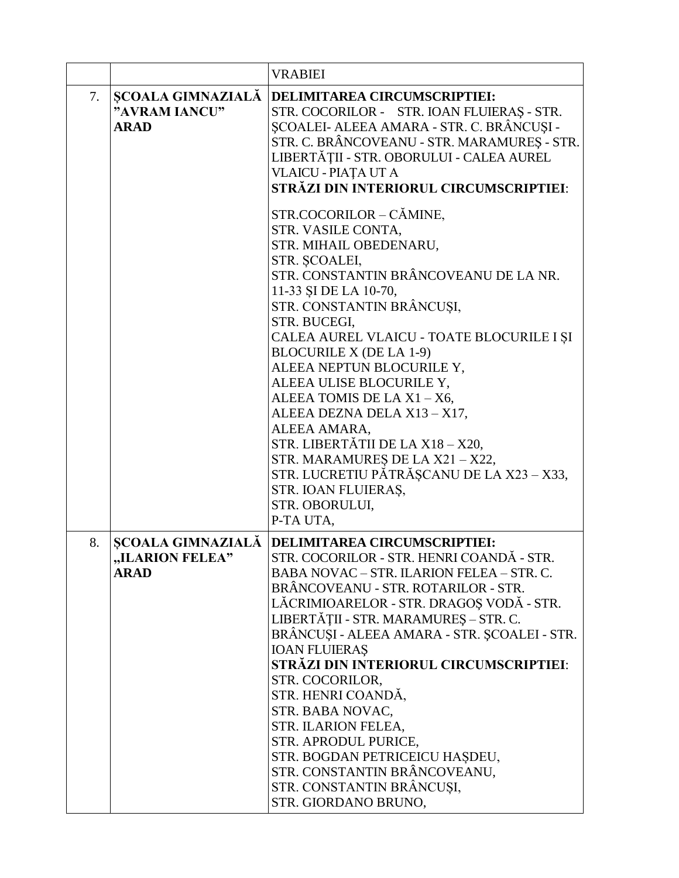| | | |
|---|---|---|
| | | VRABIEI |
| 7. | **ȘCOALA GIMNAZIALĂ "AVRAM IANCU" ARAD** | **DELIMITAREA CIRCUMSCRIPTIEI:**<br>STR. COCORILOR - STR. IOAN FLUIERAȘ - STR. ȘCOALEI- ALEEA AMARA - STR. C. BRÂNCUȘI - STR. C. BRÂNCOVEANU - STR. MARAMUREȘ - STR. LIBERTĂȚII - STR. OBORULUI - CALEA AUREL VLAICU - PIAȚA UT A<br>**STRĂZI DIN INTERIORUL CIRCUMSCRIPTIEI**:<br>STR.COCORILOR – CĂMINE,<br>STR. VASILE CONTA,<br>STR. MIHAIL OBEDENARU,<br>STR. ȘCOALEI,<br>STR. CONSTANTIN BRÂNCOVEANU DE LA NR. 11-33 ȘI DE LA 10-70,<br>STR. CONSTANTIN BRÂNCUȘI,<br>STR. BUCEGI,<br>CALEA AUREL VLAICU - TOATE BLOCURILE I ȘI BLOCURILE X (DE LA 1-9)<br>ALEEA NEPTUN BLOCURILE Y,<br>ALEEA ULISE BLOCURILE Y,<br>ALEEA TOMIS DE LA X1 – X6,<br>ALEEA DEZNA DELA X13 – X17,<br>ALEEA AMARA,<br>STR. LIBERTĂTII DE LA X18 – X20,<br>STR. MARAMUREȘ DE LA X21 – X22,<br>STR. LUCRETIU PĂTRĂȘCANU DE LA X23 – X33,<br>STR. IOAN FLUIERAȘ,<br>STR. OBORULUI,<br>P-TA UTA, |
| 8. | **ȘCOALA GIMNAZIALĂ „ILARION FELEA" ARAD** | **DELIMITAREA CIRCUMSCRIPTIEI:**<br>STR. COCORILOR - STR. HENRI COANDĂ - STR. BABA NOVAC – STR. ILARION FELEA – STR. C. BRÂNCOVEANU - STR. ROTARILOR - STR. LĂCRIMIOARELOR - STR. DRAGOȘ VODĂ - STR. LIBERTĂȚII - STR. MARAMUREȘ – STR. C. BRÂNCUȘI - ALEEA AMARA - STR. ȘCOALEI - STR. IOAN FLUIERAȘ<br>**STRĂZI DIN INTERIORUL CIRCUMSCRIPTIEI**:<br>STR. COCORILOR,<br>STR. HENRI COANDĂ,<br>STR. BABA NOVAC,<br>STR. ILARION FELEA,<br>STR. APRODUL PURICE,<br>STR. BOGDAN PETRICEICU HAȘDEU,<br>STR. CONSTANTIN BRÂNCOVEANU,<br>STR. CONSTANTIN BRÂNCUȘI,<br>STR. GIORDANO BRUNO, |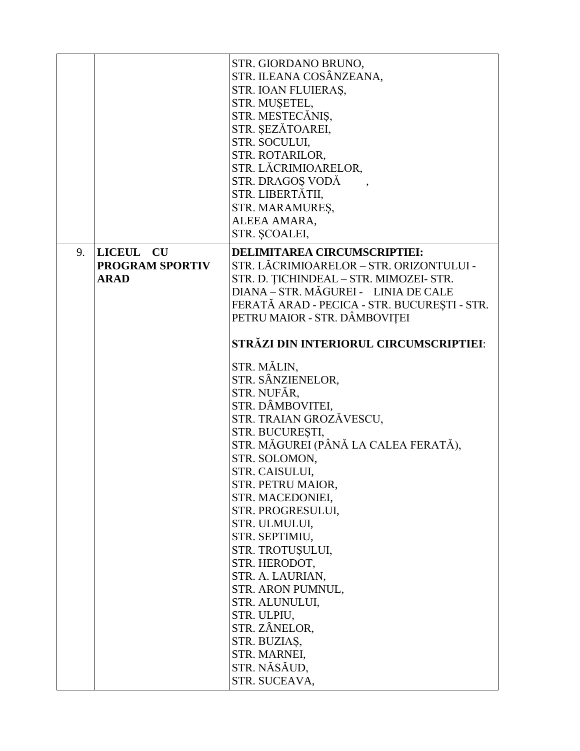| | | |
|---|---|---|
| | | STR. GIORDANO BRUNO,<br>STR. ILEANA COSÂNZEANA,<br>STR. IOAN FLUIERAȘ,<br>STR. MUȘETEL,<br>STR. MESTECĂNIȘ,<br>STR. ȘEZĂTOAREI,<br>STR. SOCULUI,<br>STR. ROTARILOR,<br>STR. LĂCRIMIOARELOR,<br>STR. DRAGOȘ VODĂ ,<br>STR. LIBERTĂTII,<br>STR. MARAMUREȘ,<br>ALEEA AMARA,<br>STR. ȘCOALEI, |
| 9. | **LICEUL CU PROGRAM SPORTIV ARAD** | **DELIMITAREA CIRCUMSCRIPTIEI:**<br>STR. LĂCRIMIOARELOR – STR. ORIZONTULUI - STR. D. ŢICHINDEAL – STR. MIMOZEI- STR. DIANA – STR. MĂGUREI - LINIA DE CALE FERATĂ ARAD - PECICA - STR. BUCUREŞTI - STR. PETRU MAIOR - STR. DÂMBOVIȚEI<br><br>**STRĂZI DIN INTERIORUL CIRCUMSCRIPTIEI**:<br><br>STR. MĂLIN,<br>STR. SÂNZIENELOR,<br>STR. NUFĂR,<br>STR. DÂMBOVITEI,<br>STR. TRAIAN GROZĂVESCU,<br>STR. BUCUREȘTI,<br>STR. MĂGUREI (PÂNĂ LA CALEA FERATĂ),<br>STR. SOLOMON,<br>STR. CAISULUI,<br>STR. PETRU MAIOR,<br>STR. MACEDONIEI,<br>STR. PROGRESULUI,<br>STR. ULMULUI,<br>STR. SEPTIMIU,<br>STR. TROTUȘULUI,<br>STR. HERODOT,<br>STR. A. LAURIAN,<br>STR. ARON PUMNUL,<br>STR. ALUNULUI,<br>STR. ULPIU,<br>STR. ZÂNELOR,<br>STR. BUZIAȘ,<br>STR. MARNEI,<br>STR. NĂSĂUD,<br>STR. SUCEAVA, |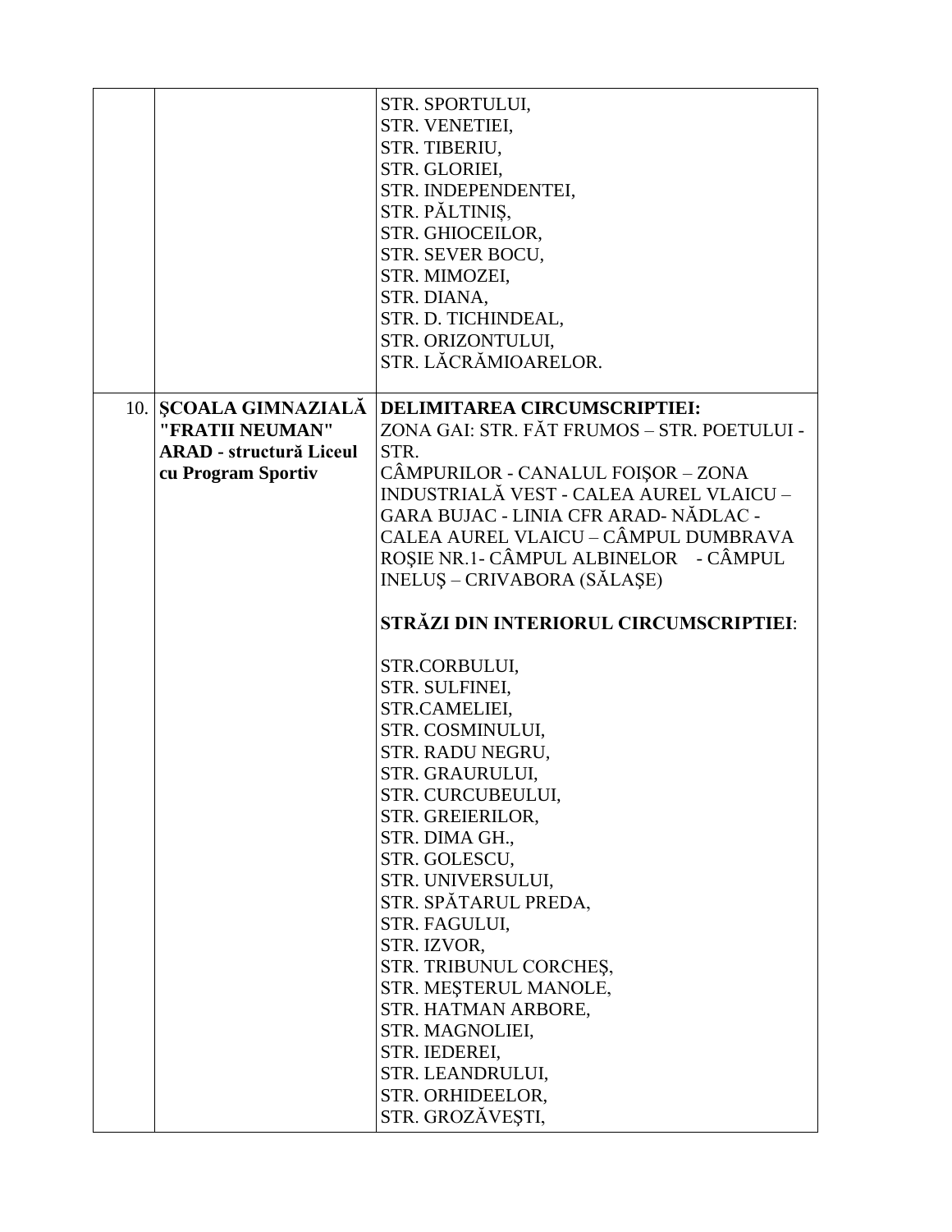| | | |
|---|---|---|
| | | STR. SPORTULUI,<br>STR. VENETIEI,<br>STR. TIBERIU,<br>STR. GLORIEI,<br>STR. INDEPENDENTEI,<br>STR. PĂLTINIȘ,<br>STR. GHIOCEILOR,<br>STR. SEVER BOCU,<br>STR. MIMOZEI,<br>STR. DIANA,<br>STR. D. TICHINDEAL,<br>STR. ORIZONTULUI,<br>STR. LĂCRĂMIOARELOR. |
| 10. | **ȘCOALA GIMNAZIALĂ "FRATII NEUMAN" ARAD - structură Liceul cu Program Sportiv** | **DELIMITAREA CIRCUMSCRIPTIEI:**<br>ZONA GAI: STR. FĂT FRUMOS – STR. POETULUI - STR.<br>CÂMPURILOR - CANALUL FOIȘOR – ZONA INDUSTRIALĂ VEST - CALEA AUREL VLAICU – GARA BUJAC - LINIA CFR ARAD- NĂDLAC - CALEA AUREL VLAICU – CÂMPUL DUMBRAVA ROȘIE NR.1- CÂMPUL ALBINELOR - CÂMPUL INELUȘ – CRIVABORA (SĂLAȘE)<br><br>**STRĂZI DIN INTERIORUL CIRCUMSCRIPTIEI**:<br><br>STR.CORBULUI,<br>STR. SULFINEI,<br>STR.CAMELIEI,<br>STR. COSMINULUI,<br>STR. RADU NEGRU,<br>STR. GRAURULUI,<br>STR. CURCUBEULUI,<br>STR. GREIERILOR,<br>STR. DIMA GH.,<br>STR. GOLESCU,<br>STR. UNIVERSULUI,<br>STR. SPĂTARUL PREDA,<br>STR. FAGULUI,<br>STR. IZVOR,<br>STR. TRIBUNUL CORCHEȘ,<br>STR. MEȘTERUL MANOLE,<br>STR. HATMAN ARBORE,<br>STR. MAGNOLIEI,<br>STR. IEDEREI,<br>STR. LEANDRULUI,<br>STR. ORHIDEELOR,<br>STR. GROZĂVEȘTI, |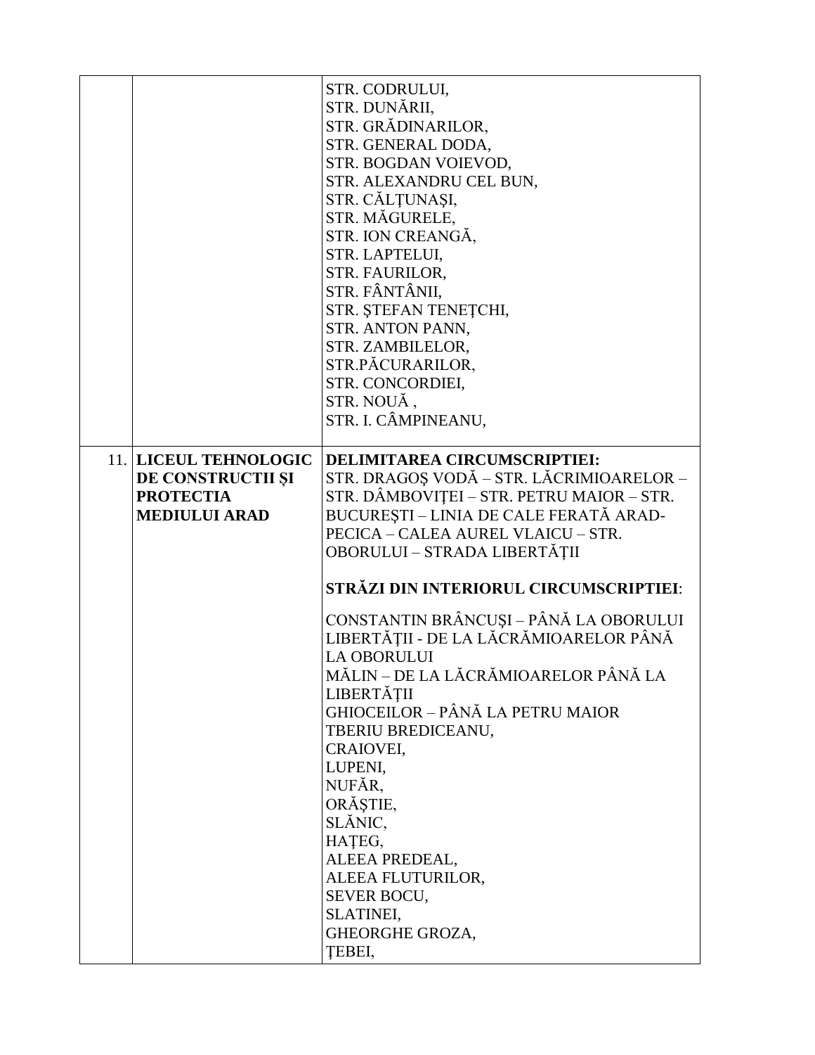| | | |
|---|---|---|
| | | STR. CODRULUI,<br>STR. DUNĂRII,<br>STR. GRĂDINARILOR,<br>STR. GENERAL DODA,<br>STR. BOGDAN VOIEVOD,<br>STR. ALEXANDRU CEL BUN,<br>STR. CĂLȚUNAȘI,<br>STR. MĂGURELE,<br>STR. ION CREANGĂ,<br>STR. LAPTELUI,<br>STR. FAURILOR,<br>STR. FÂNTÂNII,<br>STR. ŞTEFAN TENEȚCHI,<br>STR. ANTON PANN,<br>STR. ZAMBILELOR,<br>STR.PĂCURARILOR,<br>STR. CONCORDIEI,<br>STR. NOUĂ ,<br>STR. I. CÂMPINEANU, |
| 11. | **LICEUL TEHNOLOGIC DE CONSTRUCTII ȘI PROTECTIA MEDIULUI ARAD** | **DELIMITAREA CIRCUMSCRIPTIEI:**<br>STR. DRAGOŞ VODĂ – STR. LĂCRIMIOARELOR – STR. DÂMBOVIȚEI – STR. PETRU MAIOR – STR. BUCUREŞTI – LINIA DE CALE FERATĂ ARAD-PECICA – CALEA AUREL VLAICU – STR. OBORULUI – STRADA LIBERTĂȚII<br><br>**STRĂZI DIN INTERIORUL CIRCUMSCRIPTIEI**:<br><br>CONSTANTIN BRÂNCUŞI – PÂNĂ LA OBORULUI<br>LIBERTĂȚII - DE LA LĂCRĂMIOARELOR PÂNĂ LA OBORULUI<br>MĂLIN – DE LA LĂCRĂMIOARELOR PÂNĂ LA LIBERTĂȚII<br>GHIOCEILOR – PÂNĂ LA PETRU MAIOR<br>TBERIU BREDICEANU,<br>CRAIOVEI,<br>LUPENI,<br>NUFĂR,<br>ORĂŞTIE,<br>SLĂNIC,<br>HAȚEG,<br>ALEEA PREDEAL,<br>ALEEA FLUTURILOR,<br>SEVER BOCU,<br>SLATINEI,<br>GHEORGHE GROZA,<br>ŢEBEI, |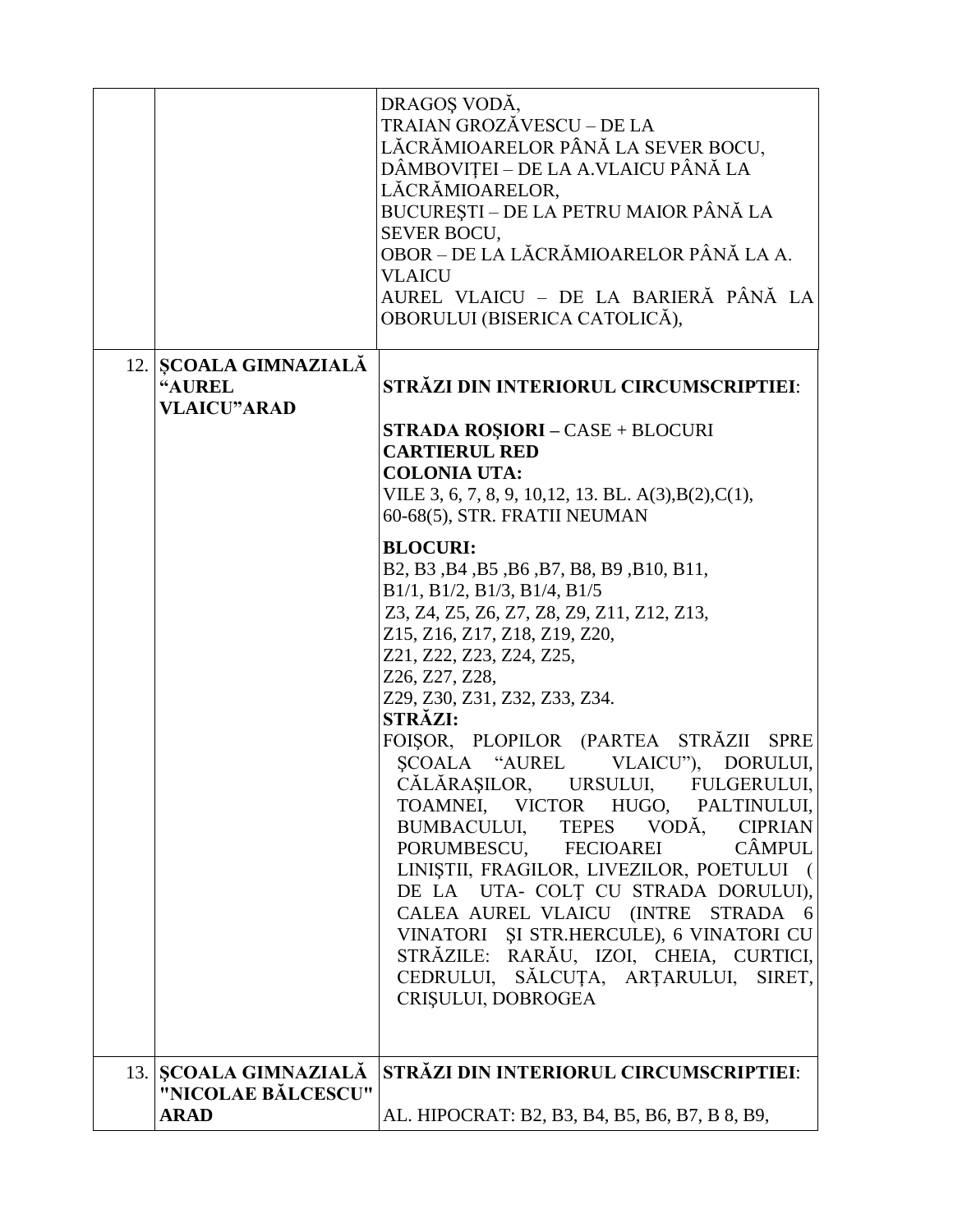| | | |
|---|---|---|
| | | DRAGOŞ VODĂ,<br>TRAIAN GROZĂVESCU – DE LA LĂCRĂMIOARELOR PÂNĂ LA SEVER BOCU,<br>DÂMBOVIŢEI – DE LA A.VLAICU PÂNĂ LA LĂCRĂMIOARELOR,<br>BUCUREŞTI – DE LA PETRU MAIOR PÂNĂ LA SEVER BOCU,<br>OBOR – DE LA LĂCRĂMIOARELOR PÂNĂ LA A. VLAICU<br>AUREL VLAICU – DE LA BARIERĂ PÂNĂ LA OBORULUI (BISERICA CATOLICĂ), |
| 12. | **ŞCOALA GIMNAZIALĂ "AUREL VLAICU"ARAD** | **STRĂZI DIN INTERIORUL CIRCUMSCRIPTIEI**:<br><br>**STRADA ROŞIORI –** CASE + BLOCURI<br>**CARTIERUL RED**<br>**COLONIA UTA:**<br>VILE 3, 6, 7, 8, 9, 10,12, 13. BL. A(3),B(2),C(1), 60-68(5), STR. FRATII NEUMAN<br><br>**BLOCURI:**<br>B2, B3 ,B4 ,B5 ,B6 ,B7, B8, B9 ,B10, B11,<br>B1/1, B1/2, B1/3, B1/4, B1/5<br>Z3, Z4, Z5, Z6, Z7, Z8, Z9, Z11, Z12, Z13,<br>Z15, Z16, Z17, Z18, Z19, Z20,<br>Z21, Z22, Z23, Z24, Z25,<br>Z26, Z27, Z28,<br>Z29, Z30, Z31, Z32, Z33, Z34.<br>**STRĂZI:**<br>FOIŞOR, PLOPILOR (PARTEA STRĂZII SPRE ŞCOALA "AUREL VLAICU"), DORULUI, CĂLĂRAŞILOR, URSULUI, FULGERULUI, TOAMNEI, VICTOR HUGO, PALTINULUI, BUMBACULUI, TEPES VODĂ, CIPRIAN PORUMBESCU, FECIOAREI CÂMPUL LINIŞTII, FRAGILOR, LIVEZILOR, POETULUI ( DE LA UTA- COLŢ CU STRADA DORULUI), CALEA AUREL VLAICU (INTRE STRADA 6 VINATORI ŞI STR.HERCULE), 6 VINATORI CU STRĂZILE: RARĂU, IZOI, CHEIA, CURTICI, CEDRULUI, SĂLCUŢA, ARŢARULUI, SIRET, CRIŞULUI, DOBROGEA |
| 13. | **ŞCOALA GIMNAZIALĂ "NICOLAE BĂLCESCU" ARAD** | **STRĂZI DIN INTERIORUL CIRCUMSCRIPTIEI**:<br><br>AL. HIPOCRAT: B2, B3, B4, B5, B6, B7, B 8, B9, |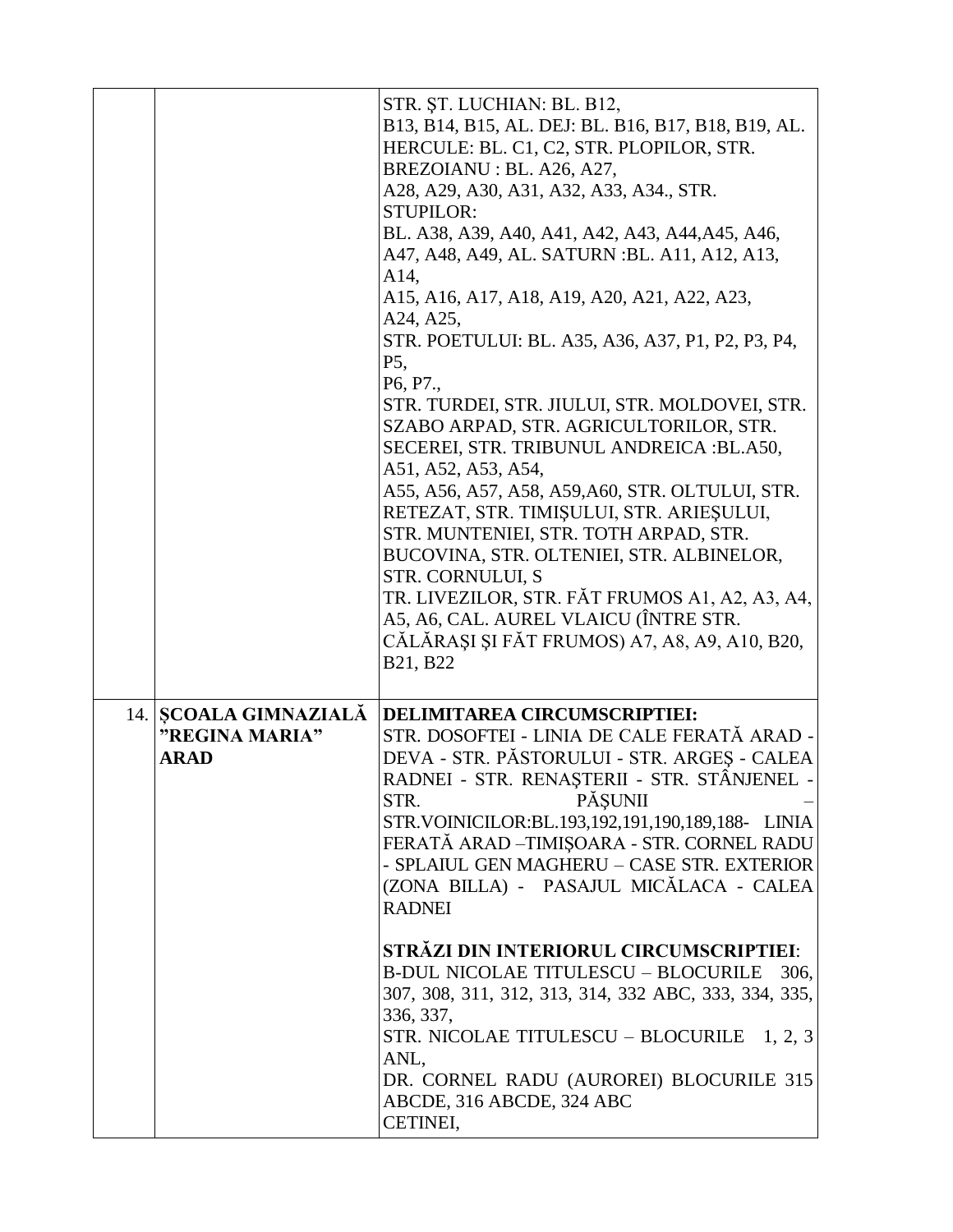| | | |
|---|---|---|
| | | STR. ŞT. LUCHIAN: BL. B12,<br>B13, B14, B15, AL. DEJ: BL. B16, B17, B18, B19, AL. HERCULE: BL. C1, C2, STR. PLOPILOR, STR. BREZOIANU : BL. A26, A27,<br>A28, A29, A30, A31, A32, A33, A34., STR. STUPILOR:<br>BL. A38, A39, A40, A41, A42, A43, A44,A45, A46, A47, A48, A49, AL. SATURN :BL. A11, A12, A13, A14,<br>A15, A16, A17, A18, A19, A20, A21, A22, A23, A24, A25,<br>STR. POETULUI: BL. A35, A36, A37, P1, P2, P3, P4, P5,<br>P6, P7.,<br>STR. TURDEI, STR. JIULUI, STR. MOLDOVEI, STR. SZABO ARPAD, STR. AGRICULTORILOR, STR. SECEREI, STR. TRIBUNUL ANDREICA :BL.A50, A51, A52, A53, A54,<br>A55, A56, A57, A58, A59,A60, STR. OLTULUI, STR. RETEZAT, STR. TIMIŞULUI, STR. ARIEŞULUI, STR. MUNTENIEI, STR. TOTH ARPAD, STR. BUCOVINA, STR. OLTENIEI, STR. ALBINELOR, STR. CORNULUI, S<br>TR. LIVEZILOR, STR. FĂT FRUMOS A1, A2, A3, A4, A5, A6, CAL. AUREL VLAICU (ÎNTRE STR. CĂLĂRAŞI ŞI FĂT FRUMOS) A7, A8, A9, A10, B20, B21, B22 |
| 14. | **ȘCOALA GIMNAZIALĂ ”REGINA MARIA” ARAD** | **DELIMITAREA CIRCUMSCRIPTIEI:**<br>STR. DOSOFTEI - LINIA DE CALE FERATĂ ARAD - DEVA - STR. PĂSTORULUI - STR. ARGEŞ - CALEA RADNEI - STR. RENAŞTERII - STR. STÂNJENEL - STR. PĂŞUNII – STR.VOINICILOR:BL.193,192,191,190,189,188- LINIA FERATĂ ARAD –TIMIŞOARA - STR. CORNEL RADU - SPLAIUL GEN MAGHERU – CASE STR. EXTERIOR (ZONA BILLA) - PASAJUL MICĂLACA - CALEA RADNEI<br><br>**STRĂZI DIN INTERIORUL CIRCUMSCRIPTIEI**:<br>B-DUL NICOLAE TITULESCU – BLOCURILE 306, 307, 308, 311, 312, 313, 314, 332 ABC, 333, 334, 335, 336, 337,<br>STR. NICOLAE TITULESCU – BLOCURILE 1, 2, 3 ANL,<br>DR. CORNEL RADU (AUROREI) BLOCURILE 315 ABCDE, 316 ABCDE, 324 ABC<br>CETINEI, |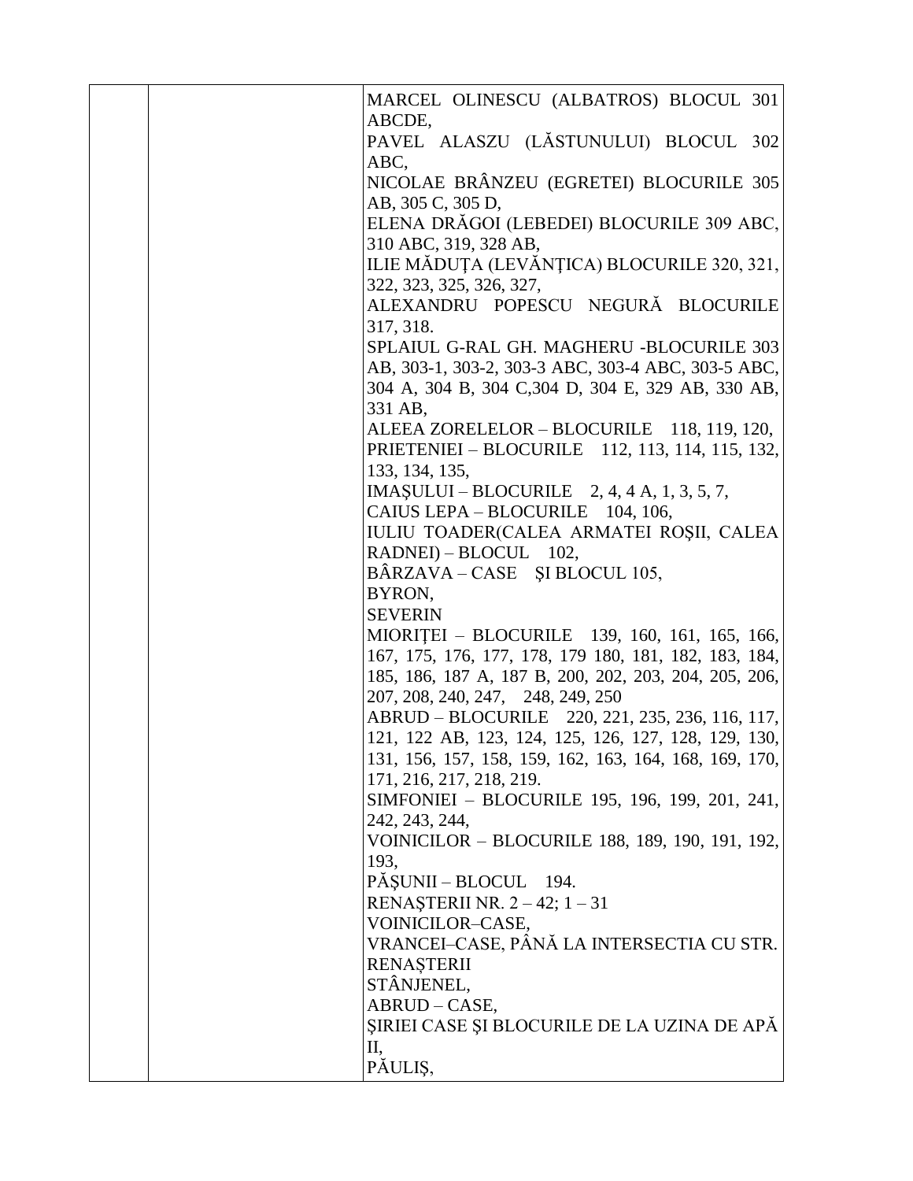| | | |
|---|---|---|
| | | MARCEL OLINESCU (ALBATROS) BLOCUL 301 ABCDE,<br>PAVEL ALASZU (LĂSTUNULUI) BLOCUL 302 ABC,<br>NICOLAE BRÂNZEU (EGRETEI) BLOCURILE 305 AB, 305 C, 305 D,<br>ELENA DRĂGOI (LEBEDEI) BLOCURILE 309 ABC, 310 ABC, 319, 328 AB,<br>ILIE MĂDUȚA (LEVĂNȚICA) BLOCURILE 320, 321, 322, 323, 325, 326, 327,<br>ALEXANDRU POPESCU NEGURĂ BLOCURILE 317, 318.<br>SPLAIUL G-RAL GH. MAGHERU -BLOCURILE 303 AB, 303-1, 303-2, 303-3 ABC, 303-4 ABC, 303-5 ABC, 304 A, 304 B, 304 C,304 D, 304 E, 329 AB, 330 AB, 331 AB,<br>ALEEA ZORELELOR – BLOCURILE 118, 119, 120,<br>PRIETENIEI – BLOCURILE 112, 113, 114, 115, 132, 133, 134, 135,<br>IMAȘULUI – BLOCURILE 2, 4, 4 A, 1, 3, 5, 7,<br>CAIUS LEPA – BLOCURILE 104, 106,<br>IULIU TOADER(CALEA ARMATEI ROȘII, CALEA RADNEI) – BLOCUL 102,<br>BÂRZAVA – CASE ȘI BLOCUL 105,<br>BYRON,<br>SEVERIN<br>MIORIȚEI – BLOCURILE 139, 160, 161, 165, 166, 167, 175, 176, 177, 178, 179 180, 181, 182, 183, 184, 185, 186, 187 A, 187 B, 200, 202, 203, 204, 205, 206, 207, 208, 240, 247, 248, 249, 250<br>ABRUD – BLOCURILE 220, 221, 235, 236, 116, 117, 121, 122 AB, 123, 124, 125, 126, 127, 128, 129, 130, 131, 156, 157, 158, 159, 162, 163, 164, 168, 169, 170, 171, 216, 217, 218, 219.<br>SIMFONIEI – BLOCURILE 195, 196, 199, 201, 241, 242, 243, 244,<br>VOINICILOR – BLOCURILE 188, 189, 190, 191, 192, 193,<br>PĂȘUNII – BLOCUL 194.<br>RENAȘTERII NR. 2 – 42; 1 – 31<br>VOINICILOR–CASE,<br>VRANCEI–CASE, PÂNĂ LA INTERSECTIA CU STR. RENAȘTERII<br>STÂNJENEL,<br>ABRUD – CASE,<br>ȘIRIEI CASE ȘI BLOCURILE DE LA UZINA DE APĂ II,<br>PĂULIȘ, |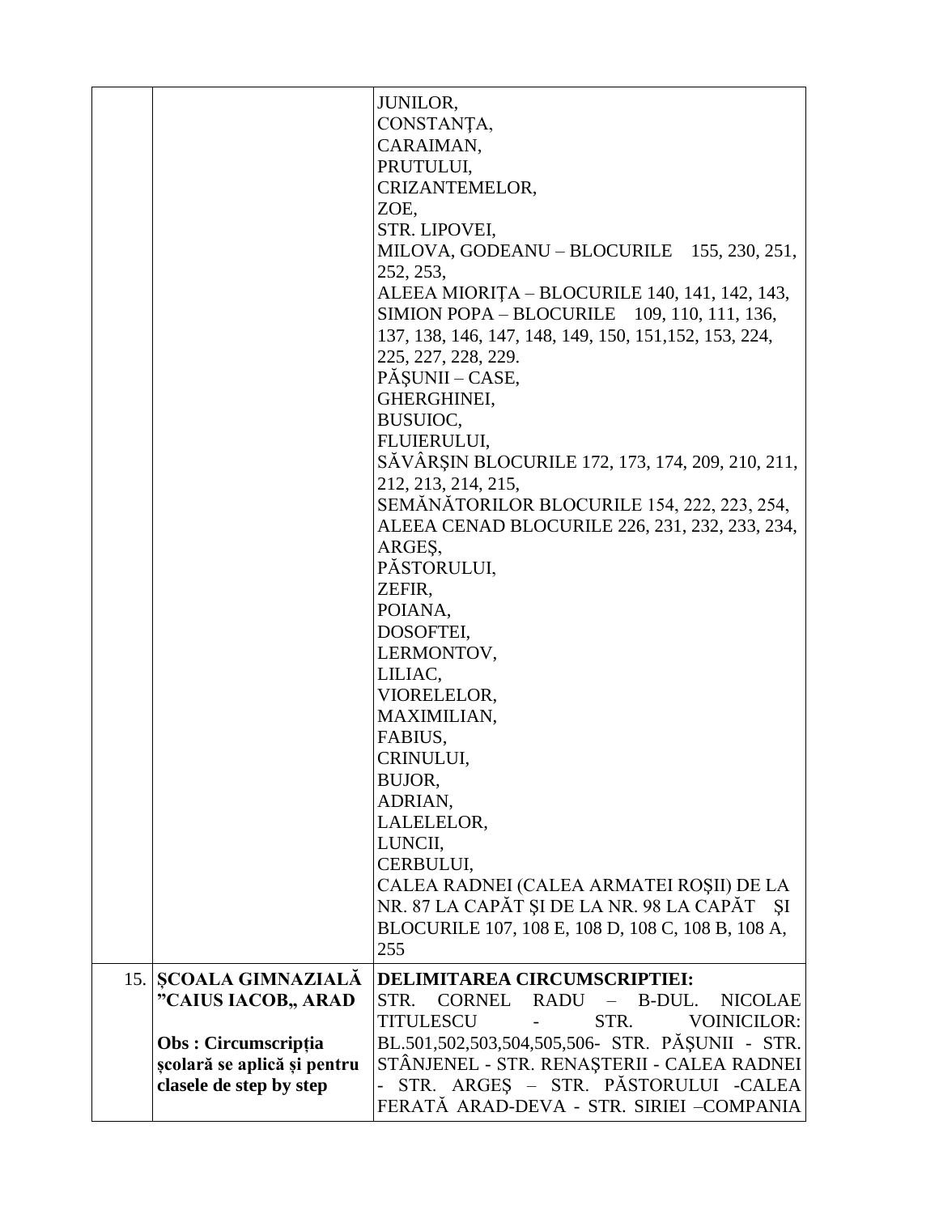| | | |
|---|---|---|
| | | JUNILOR,<br>CONSTANŢA,<br>CARAIMAN,<br>PRUTULUI,<br>CRIZANTEMELOR,<br>ZOE,<br>STR. LIPOVEI,<br>MILOVA, GODEANU – BLOCURILE 155, 230, 251, 252, 253,<br>ALEEA MIORIŢA – BLOCURILE 140, 141, 142, 143,<br>SIMION POPA – BLOCURILE 109, 110, 111, 136, 137, 138, 146, 147, 148, 149, 150, 151,152, 153, 224, 225, 227, 228, 229.<br>PĂŞUNII – CASE,<br>GHERGHINEI,<br>BUSUIOC,<br>FLUIERULUI,<br>SĂVÂRŞIN BLOCURILE 172, 173, 174, 209, 210, 211, 212, 213, 214, 215,<br>SEMĂNĂTORILOR BLOCURILE 154, 222, 223, 254,<br>ALEEA CENAD BLOCURILE 226, 231, 232, 233, 234,<br>ARGEŞ,<br>PĂSTORULUI,<br>ZEFIR,<br>POIANA,<br>DOSOFTEI,<br>LERMONTOV,<br>LILIAC,<br>VIORELELOR,<br>MAXIMILIAN,<br>FABIUS,<br>CRINULUI,<br>BUJOR,<br>ADRIAN,<br>LALELELOR,<br>LUNCII,<br>CERBULUI,<br>CALEA RADNEI (CALEA ARMATEI ROŞII) DE LA NR. 87 LA CAPĂT ŞI DE LA NR. 98 LA CAPĂT ŞI BLOCURILE 107, 108 E, 108 D, 108 C, 108 B, 108 A, 255 |
| 15. | **ŞCOALA GIMNAZIALĂ ”CAIUS IACOB,, ARAD**<br><br>**Obs : Circumscripția școlară se aplică și pentru clasele de step by step** | **DELIMITAREA CIRCUMSCRIPTIEI:**<br>STR. CORNEL RADU – B-DUL. NICOLAE TITULESCU - STR. VOINICILOR: BL.501,502,503,504,505,506- STR. PĂŞUNII - STR. STÂNJENEL - STR. RENAŞTERII - CALEA RADNEI - STR. ARGEŞ – STR. PĂSTORULUI -CALEA FERATĂ ARAD-DEVA - STR. SIRIEI –COMPANIA |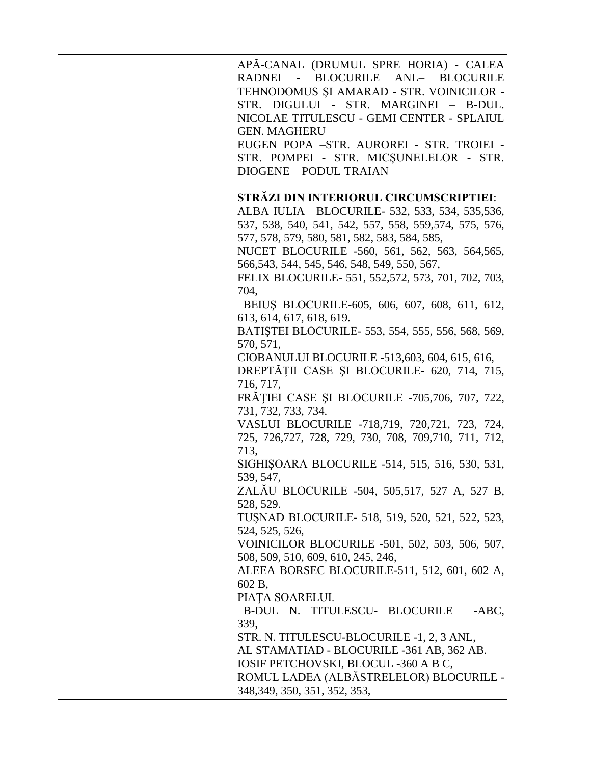| | | |
|---|---|---|
| | | APĂ-CANAL (DRUMUL SPRE HORIA) - CALEA RADNEI - BLOCURILE ANL– BLOCURILE TEHNODOMUS ŞI AMARAD - STR. VOINICILOR - STR. DIGULUI - STR. MARGINEI – B-DUL. NICOLAE TITULESCU - GEMI CENTER - SPLAIUL GEN. MAGHERU<br>EUGEN POPA –STR. AUROREI - STR. TROIEI - STR. POMPEI - STR. MICŞUNELELOR - STR. DIOGENE – PODUL TRAIAN<br><br>**STRĂZI DIN INTERIORUL CIRCUMSCRIPTIEI**:<br>ALBA IULIA BLOCURILE- 532, 533, 534, 535,536, 537, 538, 540, 541, 542, 557, 558, 559,574, 575, 576, 577, 578, 579, 580, 581, 582, 583, 584, 585,<br>NUCET BLOCURILE -560, 561, 562, 563, 564,565, 566,543, 544, 545, 546, 548, 549, 550, 567,<br>FELIX BLOCURILE- 551, 552,572, 573, 701, 702, 703, 704,<br>BEIUŞ BLOCURILE-605, 606, 607, 608, 611, 612, 613, 614, 617, 618, 619.<br>BATIŞTEI BLOCURILE- 553, 554, 555, 556, 568, 569, 570, 571,<br>CIOBANULUI BLOCURILE -513,603, 604, 615, 616,<br>DREPTĂŢII CASE ŞI BLOCURILE- 620, 714, 715, 716, 717,<br>FRĂŢIEI CASE ŞI BLOCURILE -705,706, 707, 722, 731, 732, 733, 734.<br>VASLUI BLOCURILE -718,719, 720,721, 723, 724, 725, 726,727, 728, 729, 730, 708, 709,710, 711, 712, 713,<br>SIGHIŞOARA BLOCURILE -514, 515, 516, 530, 531, 539, 547,<br>ZALĂU BLOCURILE -504, 505,517, 527 A, 527 B, 528, 529.<br>TUŞNAD BLOCURILE- 518, 519, 520, 521, 522, 523, 524, 525, 526,<br>VOINICILOR BLOCURILE -501, 502, 503, 506, 507, 508, 509, 510, 609, 610, 245, 246,<br>ALEEA BORSEC BLOCURILE-511, 512, 601, 602 A, 602 B,<br>PIAŢA SOARELUI.<br>B-DUL N. TITULESCU- BLOCURILE -ABC, 339,<br>STR. N. TITULESCU-BLOCURILE -1, 2, 3 ANL,<br>AL STAMATIAD - BLOCURILE -361 AB, 362 AB.<br>IOSIF PETCHOVSKI, BLOCUL -360 A B C,<br>ROMUL LADEA (ALBĂSTRELELOR) BLOCURILE - 348,349, 350, 351, 352, 353, |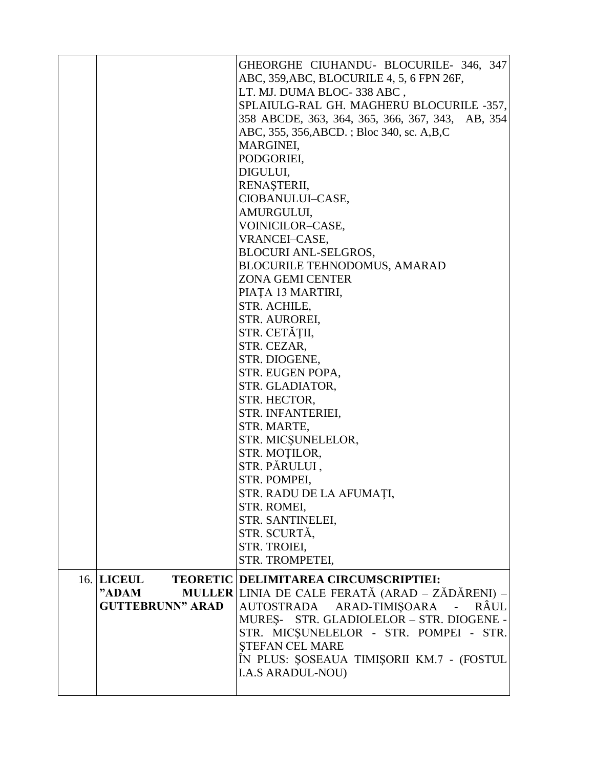| | | |
|---|---|---|
| | | GHEORGHE CIUHANDU- BLOCURILE- 346, 347 ABC, 359,ABC, BLOCURILE 4, 5, 6 FPN 26F,<br>LT. MJ. DUMA BLOC- 338 ABC ,<br>SPLAIULG-RAL GH. MAGHERU BLOCURILE -357, 358 ABCDE, 363, 364, 365, 366, 367, 343, AB, 354 ABC, 355, 356,ABCD. ; Bloc 340, sc. A,B,C<br>MARGINEI,<br>PODGORIEI,<br>DIGULUI,<br>RENAŞTERII,<br>CIOBANULUI–CASE,<br>AMURGULUI,<br>VOINICILOR–CASE,<br>VRANCEI–CASE,<br>BLOCURI ANL-SELGROS,<br>BLOCURILE TEHNODOMUS, AMARAD<br>ZONA GEMI CENTER<br>PIAŢA 13 MARTIRI,<br>STR. ACHILE,<br>STR. AUROREI,<br>STR. CETĂŢII,<br>STR. CEZAR,<br>STR. DIOGENE,<br>STR. EUGEN POPA,<br>STR. GLADIATOR,<br>STR. HECTOR,<br>STR. INFANTERIEI,<br>STR. MARTE,<br>STR. MICŞUNELELOR,<br>STR. MOŢILOR,<br>STR. PĂRULUI ,<br>STR. POMPEI,<br>STR. RADU DE LA AFUMAŢI,<br>STR. ROMEI,<br>STR. SANTINELEI,<br>STR. SCURTĂ,<br>STR. TROIEI,<br>STR. TROMPETEI, |
| 16. | **LICEUL TEORETIC "ADAM MULLER GUTTEBRUNN" ARAD** | **DELIMITAREA CIRCUMSCRIPTIEI:**<br>LINIA DE CALE FERATĂ (ARAD – ZĂDĂRENI) – AUTOSTRADA ARAD-TIMIŞOARA - RÂUL MUREŞ- STR. GLADIOLELOR – STR. DIOGENE - STR. MICŞUNELELOR - STR. POMPEI - STR. ŞTEFAN CEL MARE<br>ÎN PLUS: ŞOSEAUA TIMIŞORII KM.7 - (FOSTUL I.A.S ARADUL-NOU) |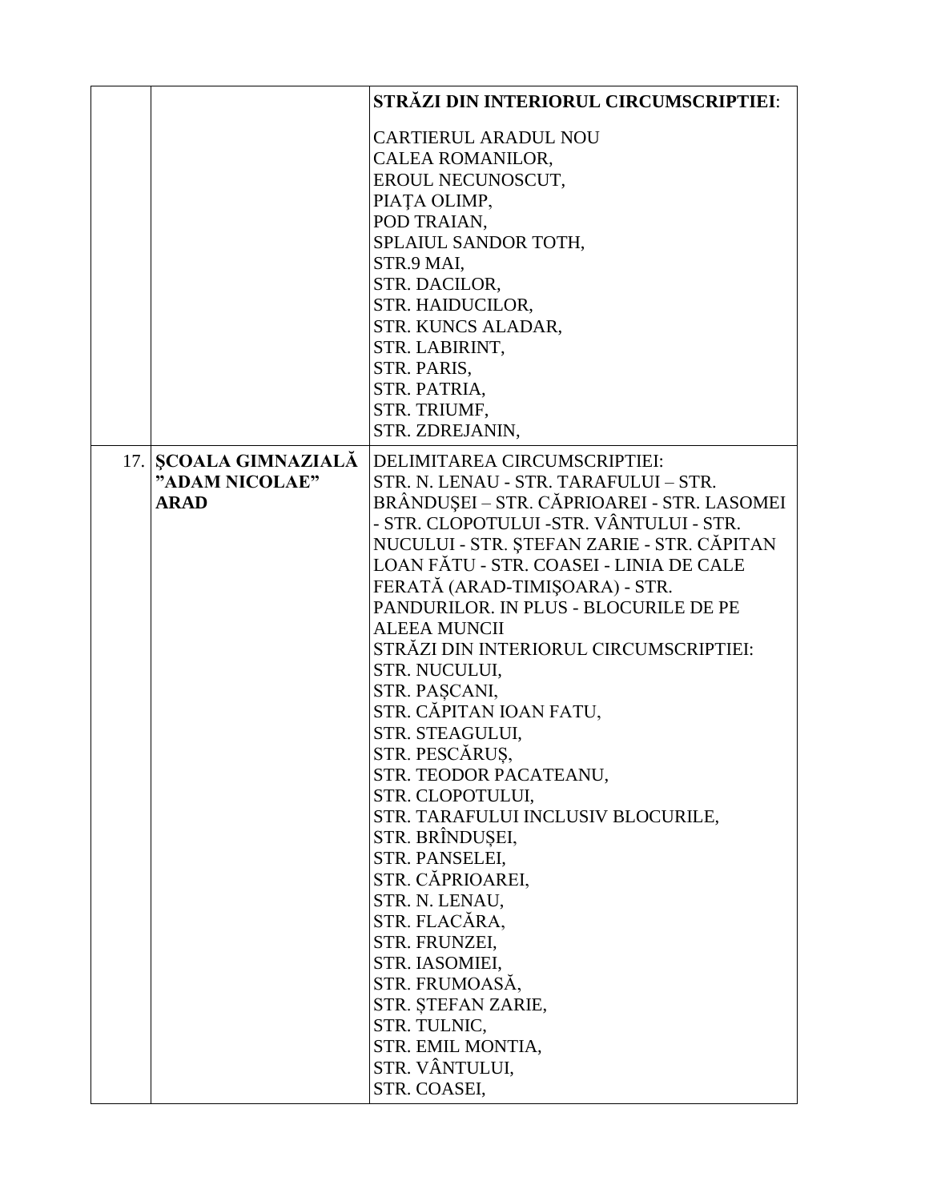| | | |
|---|---|---|
| | | **STRĂZI DIN INTERIORUL CIRCUMSCRIPTIEI**:<br><br>CARTIERUL ARADUL NOU<br>CALEA ROMANILOR,<br>EROUL NECUNOSCUT,<br>PIAȚA OLIMP,<br>POD TRAIAN,<br>SPLAIUL SANDOR TOTH,<br>STR.9 MAI,<br>STR. DACILOR,<br>STR. HAIDUCILOR,<br>STR. KUNCS ALADAR,<br>STR. LABIRINT,<br>STR. PARIS,<br>STR. PATRIA,<br>STR. TRIUMF,<br>STR. ZDREJANIN, |
| 17. | **ŞCOALA GIMNAZIALĂ ”ADAM NICOLAE” ARAD** | DELIMITAREA CIRCUMSCRIPTIEI:<br>STR. N. LENAU - STR. TARAFULUI – STR. BRÂNDUȘEI – STR. CĂPRIOAREI - STR. LASOMEI - STR. CLOPOTULUI -STR. VÂNTULUI - STR. NUCULUI - STR. ŞTEFAN ZARIE - STR. CĂPITAN LOAN FĂTU - STR. COASEI - LINIA DE CALE FERATĂ (ARAD-TIMIŞOARA) - STR. PANDURILOR. IN PLUS - BLOCURILE DE PE ALEEA MUNCII<br>STRĂZI DIN INTERIORUL CIRCUMSCRIPTIEI:<br>STR. NUCULUI,<br>STR. PAȘCANI,<br>STR. CĂPITAN IOAN FATU,<br>STR. STEAGULUI,<br>STR. PESCĂRUȘ,<br>STR. TEODOR PACATEANU,<br>STR. CLOPOTULUI,<br>STR. TARAFULUI INCLUSIV BLOCURILE,<br>STR. BRÎNDUȘEI,<br>STR. PANSELEI,<br>STR. CĂPRIOAREI,<br>STR. N. LENAU,<br>STR. FLACĂRA,<br>STR. FRUNZEI,<br>STR. IASOMIEI,<br>STR. FRUMOASĂ,<br>STR. ŞTEFAN ZARIE,<br>STR. TULNIC,<br>STR. EMIL MONTIA,<br>STR. VÂNTULUI,<br>STR. COASEI, |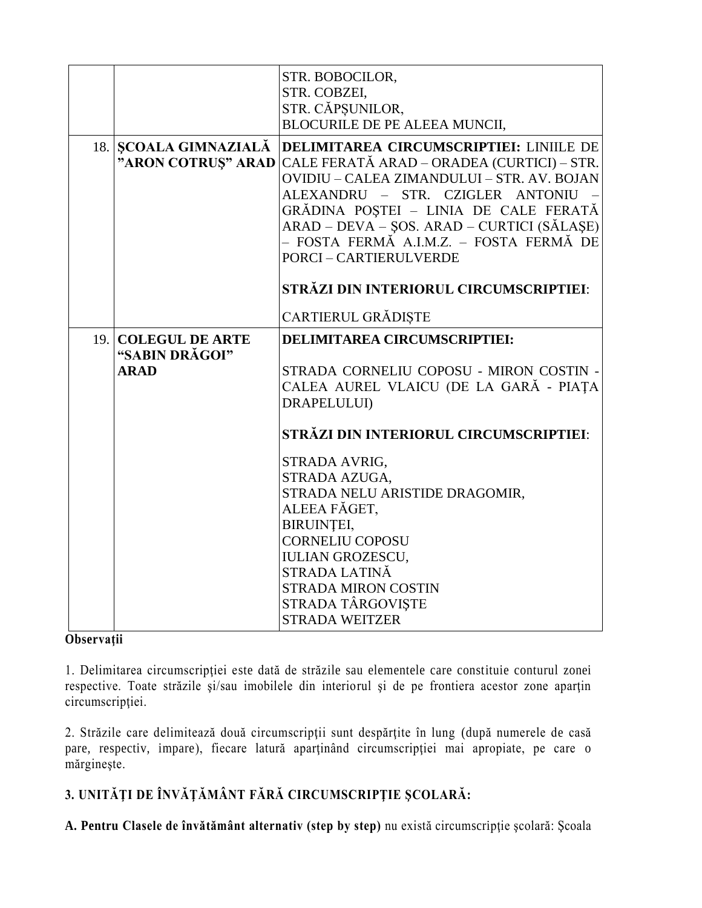| | | |
|---|---|---|
| | | STR. BOBOCILOR,<br>STR. COBZEI,<br>STR. CĂPȘUNILOR,<br>BLOCURILE DE PE ALEEA MUNCII, |
| 18. | **ȘCOALA GIMNAZIALĂ ”ARON COTRUȘ” ARAD** | **DELIMITAREA CIRCUMSCRIPTIEI:** LINIILE DE CALE FERATĂ ARAD – ORADEA (CURTICI) – STR. OVIDIU – CALEA ZIMANDULUI – STR. AV. BOJAN ALEXANDRU – STR. CZIGLER ANTONIU – GRĂDINA POȘTEI – LINIA DE CALE FERATĂ ARAD – DEVA – ȘOS. ARAD – CURTICI (SĂLAȘE) – FOSTA FERMĂ A.I.M.Z. – FOSTA FERMĂ DE PORCI – CARTIERULVERDE<br><br>**STRĂZI DIN INTERIORUL CIRCUMSCRIPTIEI**:<br><br>CARTIERUL GRĂDIȘTE |
| 19. | **COLEGUL DE ARTE “SABIN DRĂGOI” ARAD** | **DELIMITAREA CIRCUMSCRIPTIEI:**<br><br>STRADA CORNELIU COPOSU - MIRON COSTIN - CALEA AUREL VLAICU (DE LA GARĂ - PIAȚA DRAPELULUI)<br><br>**STRĂZI DIN INTERIORUL CIRCUMSCRIPTIEI**:<br><br>STRADA AVRIG,<br>STRADA AZUGA,<br>STRADA NELU ARISTIDE DRAGOMIR,<br>ALEEA FĂGET,<br>BIRUINȚEI,<br>CORNELIU COPOSU<br>IULIAN GROZESCU,<br>STRADA LATINĂ<br>STRADA MIRON COSTIN<br>STRADA TÂRGOVIȘTE<br>STRADA WEITZER |

**Observaţii**

1. Delimitarea circumscripţiei este dată de străzile sau elementele care constituie conturul zonei respective. Toate străzile şi/sau imobilele din interiorul şi de pe frontiera acestor zone aparţin circumscripţiei.

2. Străzile care delimitează două circumscripţii sunt despărţite în lung (după numerele de casă pare, respectiv, impare), fiecare latură aparţinând circumscripţiei mai apropiate, pe care o mărginește.

**3. UNITĂȚI DE ÎNVĂȚĂMÂNT FĂRĂ CIRCUMSCRIPȚIE ȘCOLARĂ:**

**A. Pentru Clasele de învătământ alternativ (step by step)** nu există circumscripţie şcolară: Şcoala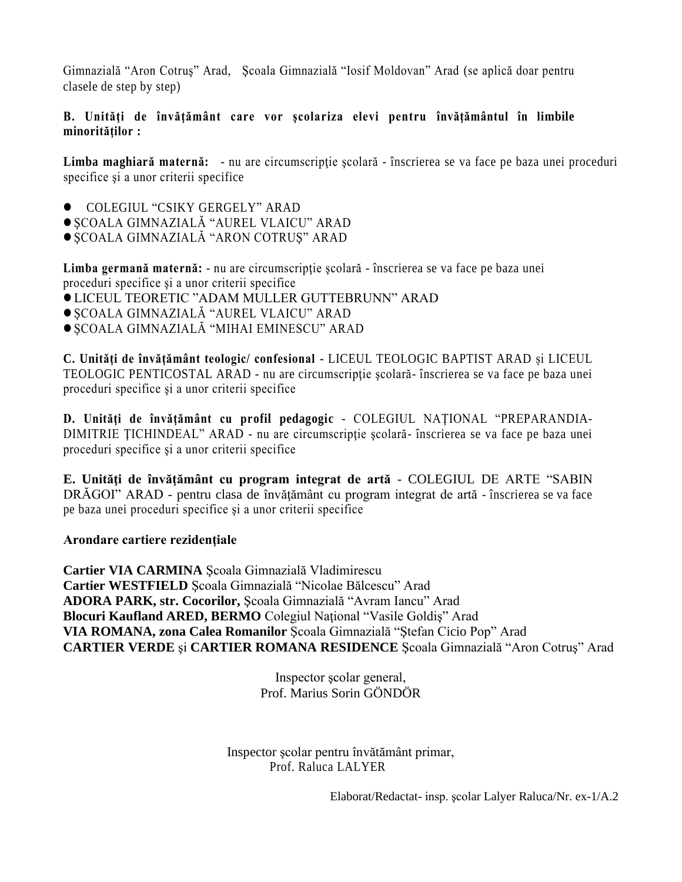Gimnazială "Aron Cotruş" Arad, Şcoala Gimnazială "Iosif Moldovan" Arad (se aplică doar pentru clasele de step by step)

**B. Unităţi de învăţământ care vor şcolariza elevi pentru învăţământul în limbile minorităților :**

**Limba maghiară maternă:** - nu are circumscripţie şcolară - înscrierea se va face pe baza unei proceduri specifice şi a unor criterii specifice

- COLEGIUL "CSIKY GERGELY" ARAD
- ŞCOALA GIMNAZIALĂ "AUREL VLAICU" ARAD
- ŞCOALA GIMNAZIALĂ "ARON COTRUŞ" ARAD

**Limba germană maternă:** - nu are circumscripţie şcolară - înscrierea se va face pe baza unei proceduri specifice şi a unor criterii specifice

- LICEUL TEORETIC "ADAM MULLER GUTTEBRUNN" ARAD
- ŞCOALA GIMNAZIALĂ "AUREL VLAICU" ARAD
- ŞCOALA GIMNAZIALĂ "MIHAI EMINESCU" ARAD

**C. Unităţi de învăţământ teologic/ confesional -** LICEUL TEOLOGIC BAPTIST ARAD și LICEUL TEOLOGIC PENTICOSTAL ARAD - nu are circumscripţie şcolară- înscrierea se va face pe baza unei proceduri specifice şi a unor criterii specifice

**D. Unităţi de învăţământ cu profil pedagogic** - COLEGIUL NAŢIONAL "PREPARANDIA-DIMITRIE ŢICHINDEAL" ARAD - nu are circumscripţie şcolară- înscrierea se va face pe baza unei proceduri specifice şi a unor criterii specifice

**E. Unităţi de învăţământ cu program integrat de artă** - COLEGIUL DE ARTE "SABIN DRĂGOI" ARAD - pentru clasa de învăţământ cu program integrat de artă - înscrierea se va face pe baza unei proceduri specifice şi a unor criterii specifice

**Arondare cartiere rezidenţiale**

**Cartier VIA CARMINA** Şcoala Gimnazială Vladimirescu
**Cartier WESTFIELD** Şcoala Gimnazială "Nicolae Bălcescu" Arad
**ADORA PARK, str. Cocorilor,** Şcoala Gimnazială "Avram Iancu" Arad
**Blocuri Kaufland ARED, BERMO** Colegiul Naţional "Vasile Goldiş" Arad
**VIA ROMANA, zona Calea Romanilor** Şcoala Gimnazială "Ştefan Cicio Pop" Arad
**CARTIER VERDE** şi **CARTIER ROMANA RESIDENCE** Şcoala Gimnazială "Aron Cotruş" Arad

Inspector şcolar general,
Prof. Marius Sorin GÖNDÖR

Inspector şcolar pentru învătământ primar,
Prof. Raluca LALYER

Elaborat/Redactat- insp. şcolar Lalyer Raluca/Nr. ex-1/A.2